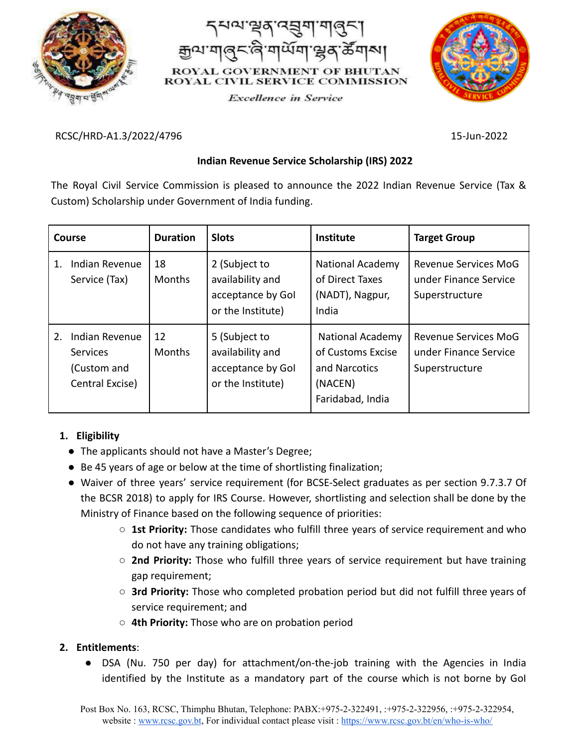དཔལ་ལྡན་འབྲུག་གཞུང་།
རྒྱལ་གཞུང་ཞི་གཡོག་ལྷན་ཚོགས།

ROYAL GOVERNMENT OF BHUTAN
ROYAL CIVIL SERVICE COMMISSION

*Excellence in Service*

RCSC/HRD-A1.3/2022/4796

15-Jun-2022

**Indian Revenue Service Scholarship (IRS) 2022**

The Royal Civil Service Commission is pleased to announce the 2022 Indian Revenue Service (Tax & Custom) Scholarship under Government of India funding.

| Course | Duration | Slots | Institute | Target Group |
|---|---|---|---|---|
| 1. Indian Revenue Service (Tax) | 18 Months | 2 (Subject to availability and acceptance by GoI or the Institute) | National Academy of Direct Taxes (NADT), Nagpur, India | Revenue Services MoG under Finance Service Superstructure |
| 2. Indian Revenue Services (Custom and Central Excise) | 12 Months | 5 (Subject to availability and acceptance by GoI or the Institute) | National Academy of Customs Excise and Narcotics (NACEN) Faridabad, India | Revenue Services MoG under Finance Service Superstructure |

1. **Eligibility**
   - The applicants should not have a Master's Degree;
   - Be 45 years of age or below at the time of shortlisting finalization;
   - Waiver of three years' service requirement (for BCSE-Select graduates as per section 9.7.3.7 Of the BCSR 2018) to apply for IRS Course. However, shortlisting and selection shall be done by the Ministry of Finance based on the following sequence of priorities:
     - **1st Priority:** Those candidates who fulfill three years of service requirement and who do not have any training obligations;
     - **2nd Priority:** Those who fulfill three years of service requirement but have training gap requirement;
     - **3rd Priority:** Those who completed probation period but did not fulfill three years of service requirement; and
     - **4th Priority:** Those who are on probation period

2. **Entitlements**:
   - DSA (Nu. 750 per day) for attachment/on-the-job training with the Agencies in India identified by the Institute as a mandatory part of the course which is not borne by GoI

Post Box No. 163, RCSC, Thimphu Bhutan, Telephone: PABX:+975-2-322491, :+975-2-322956, :+975-2-322954, website : www.rcsc.gov.bt, For individual contact please visit : https://www.rcsc.gov.bt/en/who-is-who/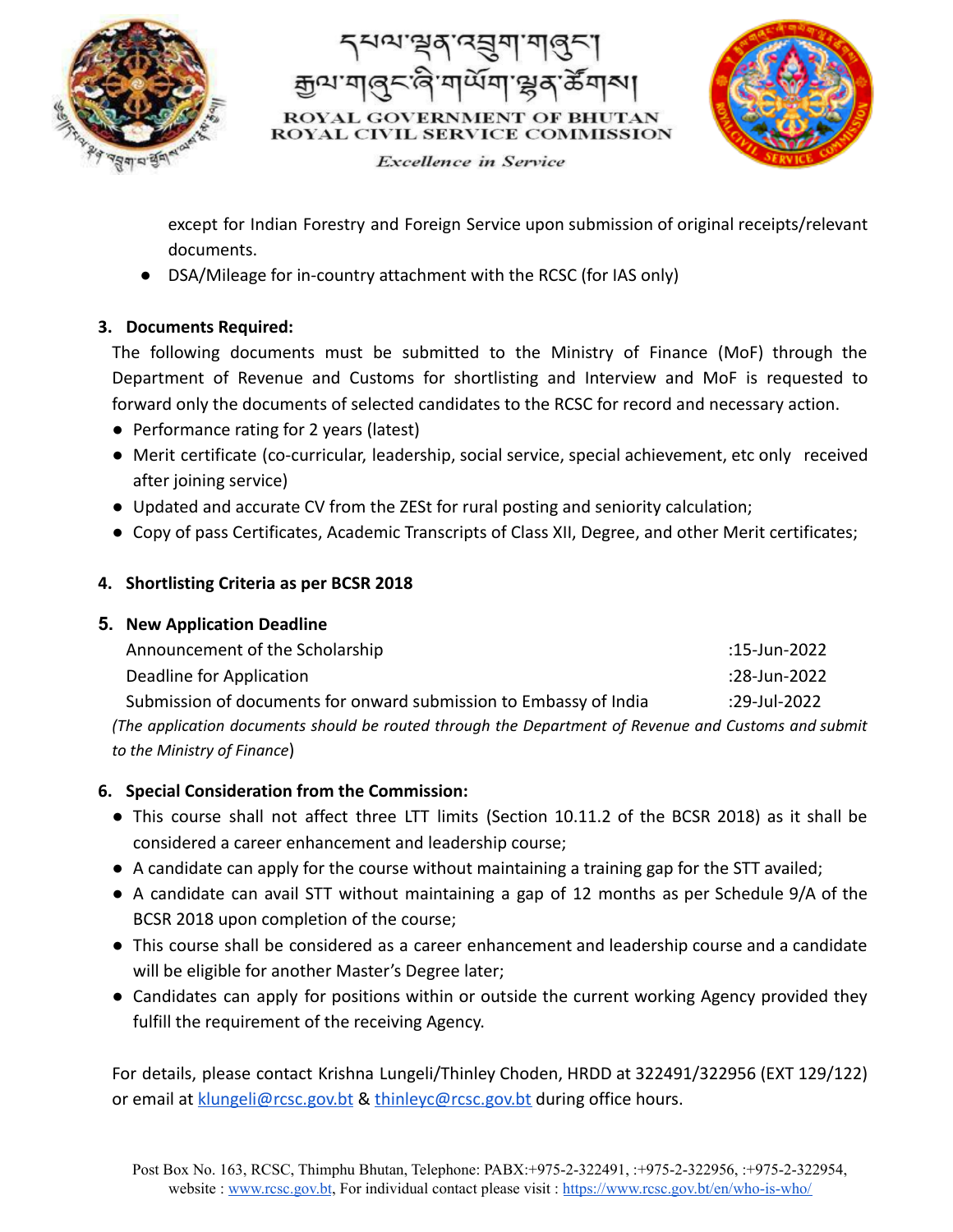except for Indian Forestry and Foreign Service upon submission of original receipts/relevant documents.

- DSA/Mileage for in-country attachment with the RCSC (for IAS only)

**3. Documents Required:**

The following documents must be submitted to the Ministry of Finance (MoF) through the Department of Revenue and Customs for shortlisting and Interview and MoF is requested to forward only the documents of selected candidates to the RCSC for record and necessary action.

- Performance rating for 2 years (latest)
- Merit certificate (co-curricular, leadership, social service, special achievement, etc only received after joining service)
- Updated and accurate CV from the ZESt for rural posting and seniority calculation;
- Copy of pass Certificates, Academic Transcripts of Class XII, Degree, and other Merit certificates;

**4. Shortlisting Criteria as per BCSR 2018**

**5. New Application Deadline**

| | |
|---|---|
| Announcement of the Scholarship | :15-Jun-2022 |
| Deadline for Application | :28-Jun-2022 |
| Submission of documents for onward submission to Embassy of India | :29-Jul-2022 |

(*The application documents should be routed through the Department of Revenue and Customs and submit to the Ministry of Finance*)

**6. Special Consideration from the Commission:**

- This course shall not affect three LTT limits (Section 10.11.2 of the BCSR 2018) as it shall be considered a career enhancement and leadership course;
- A candidate can apply for the course without maintaining a training gap for the STT availed;
- A candidate can avail STT without maintaining a gap of 12 months as per Schedule 9/A of the BCSR 2018 upon completion of the course;
- This course shall be considered as a career enhancement and leadership course and a candidate will be eligible for another Master's Degree later;
- Candidates can apply for positions within or outside the current working Agency provided they fulfill the requirement of the receiving Agency.

For details, please contact Krishna Lungeli/Thinley Choden, HRDD at 322491/322956 (EXT 129/122) or email at klungeli@rcsc.gov.bt & thinleyc@rcsc.gov.bt during office hours.